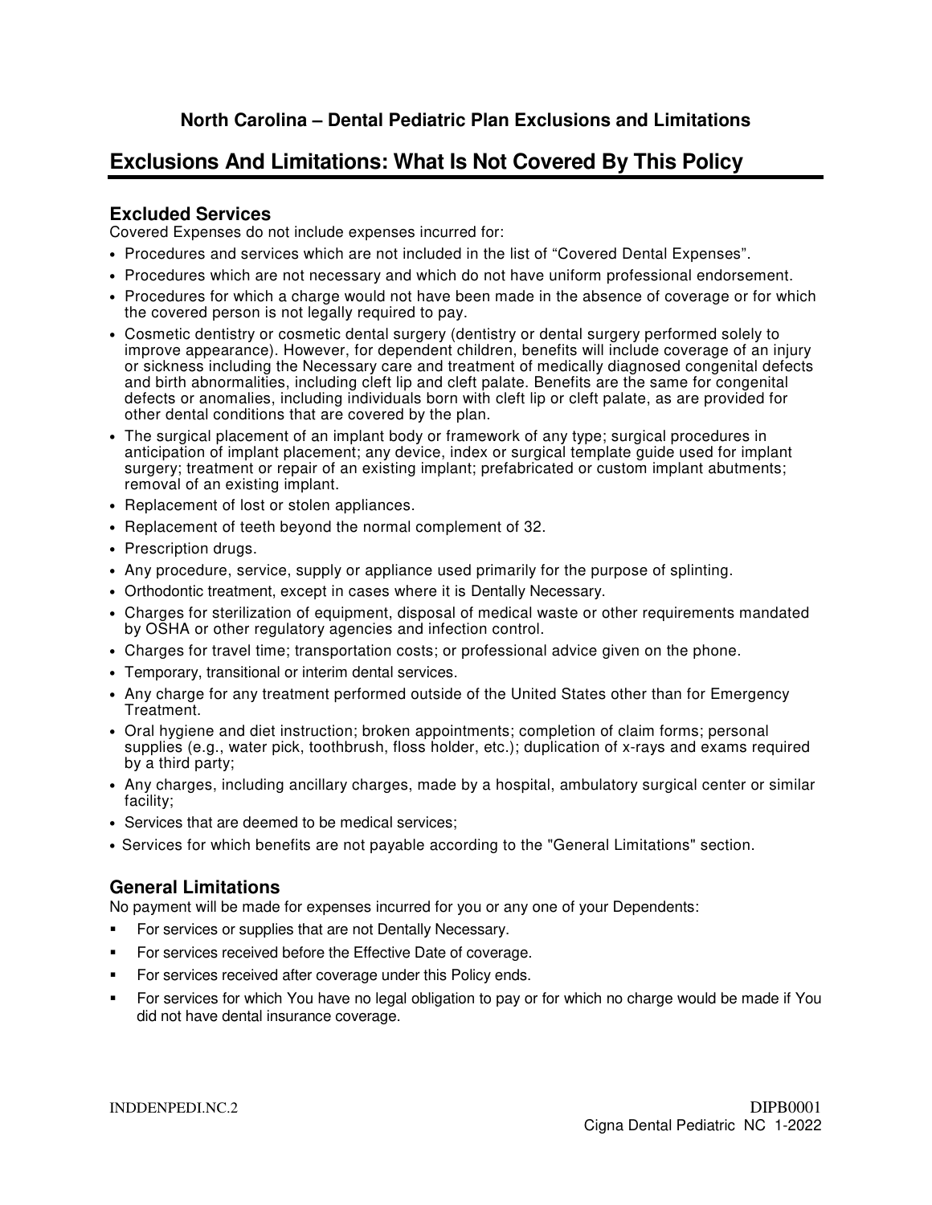## North Carolina – Dental Pediatric Plan Exclusions and Limitations

# Exclusions And Limitations: What Is Not Covered By This Policy

### Excluded Services

Covered Expenses do not include expenses incurred for:

- Procedures and services which are not included in the list of "Covered Dental Expenses".
- Procedures which are not necessary and which do not have uniform professional endorsement.
- Procedures for which a charge would not have been made in the absence of coverage or for which the covered person is not legally required to pay.
- Cosmetic dentistry or cosmetic dental surgery (dentistry or dental surgery performed solely to improve appearance). However, for dependent children, benefits will include coverage of an injury or sickness including the Necessary care and treatment of medically diagnosed congenital defects and birth abnormalities, including cleft lip and cleft palate. Benefits are the same for congenital defects or anomalies, including individuals born with cleft lip or cleft palate, as are provided for other dental conditions that are covered by the plan.
- The surgical placement of an implant body or framework of any type; surgical procedures in anticipation of implant placement; any device, index or surgical template guide used for implant surgery; treatment or repair of an existing implant; prefabricated or custom implant abutments; removal of an existing implant.
- Replacement of lost or stolen appliances.
- Replacement of teeth beyond the normal complement of 32.
- Prescription drugs.
- Any procedure, service, supply or appliance used primarily for the purpose of splinting.
- Orthodontic treatment, except in cases where it is Dentally Necessary.
- Charges for sterilization of equipment, disposal of medical waste or other requirements mandated by OSHA or other regulatory agencies and infection control.
- Charges for travel time; transportation costs; or professional advice given on the phone.
- Temporary, transitional or interim dental services.
- Any charge for any treatment performed outside of the United States other than for Emergency Treatment.
- Oral hygiene and diet instruction; broken appointments; completion of claim forms; personal supplies (e.g., water pick, toothbrush, floss holder, etc.); duplication of x-rays and exams required by a third party;
- Any charges, including ancillary charges, made by a hospital, ambulatory surgical center or similar facility;
- Services that are deemed to be medical services;
- Services for which benefits are not payable according to the "General Limitations" section.

### General Limitations

No payment will be made for expenses incurred for you or any one of your Dependents:

- For services or supplies that are not Dentally Necessary.
- For services received before the Effective Date of coverage.
- For services received after coverage under this Policy ends.
- For services for which You have no legal obligation to pay or for which no charge would be made if You did not have dental insurance coverage.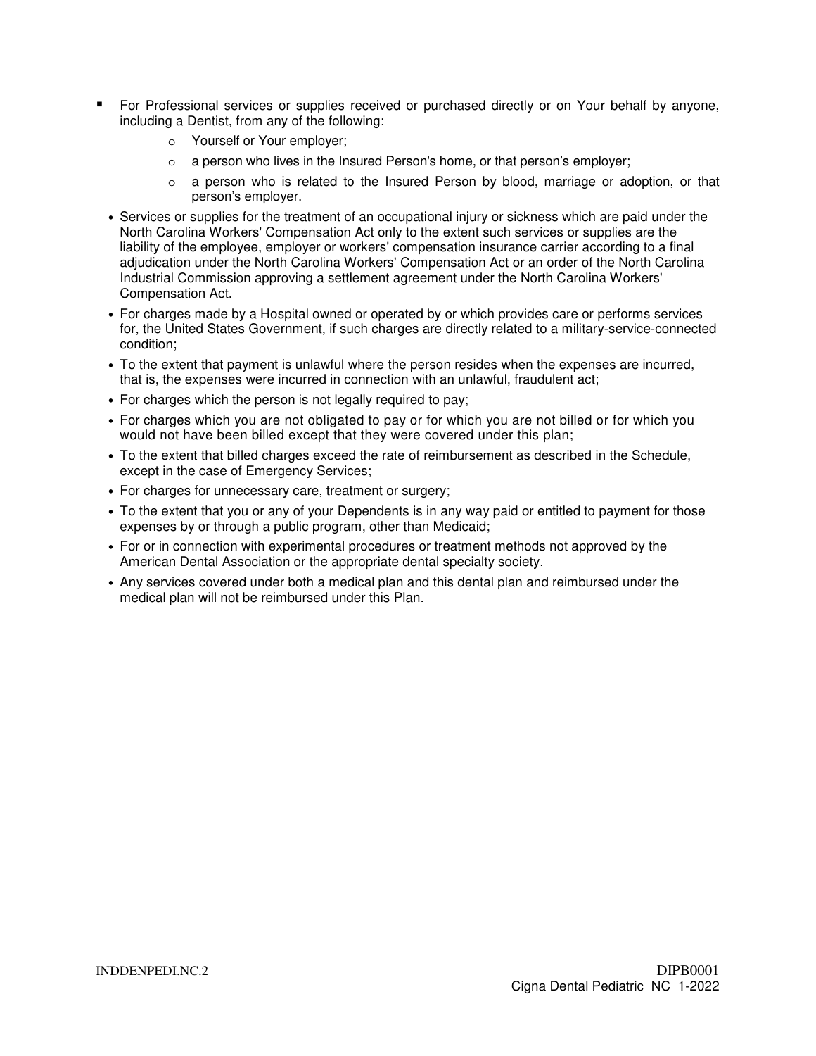- For Professional services or supplies received or purchased directly or on Your behalf by anyone, including a Dentist, from any of the following:
    - Yourself or Your employer;
    - a person who lives in the Insured Person's home, or that person's employer;
    - a person who is related to the Insured Person by blood, marriage or adoption, or that person's employer.
- Services or supplies for the treatment of an occupational injury or sickness which are paid under the North Carolina Workers' Compensation Act only to the extent such services or supplies are the liability of the employee, employer or workers' compensation insurance carrier according to a final adjudication under the North Carolina Workers' Compensation Act or an order of the North Carolina Industrial Commission approving a settlement agreement under the North Carolina Workers' Compensation Act.
- For charges made by a Hospital owned or operated by or which provides care or performs services for, the United States Government, if such charges are directly related to a military-service-connected condition;
- To the extent that payment is unlawful where the person resides when the expenses are incurred, that is, the expenses were incurred in connection with an unlawful, fraudulent act;
- For charges which the person is not legally required to pay;
- For charges which you are not obligated to pay or for which you are not billed or for which you would not have been billed except that they were covered under this plan;
- To the extent that billed charges exceed the rate of reimbursement as described in the Schedule, except in the case of Emergency Services;
- For charges for unnecessary care, treatment or surgery;
- To the extent that you or any of your Dependents is in any way paid or entitled to payment for those expenses by or through a public program, other than Medicaid;
- For or in connection with experimental procedures or treatment methods not approved by the American Dental Association or the appropriate dental specialty society.
- Any services covered under both a medical plan and this dental plan and reimbursed under the medical plan will not be reimbursed under this Plan.